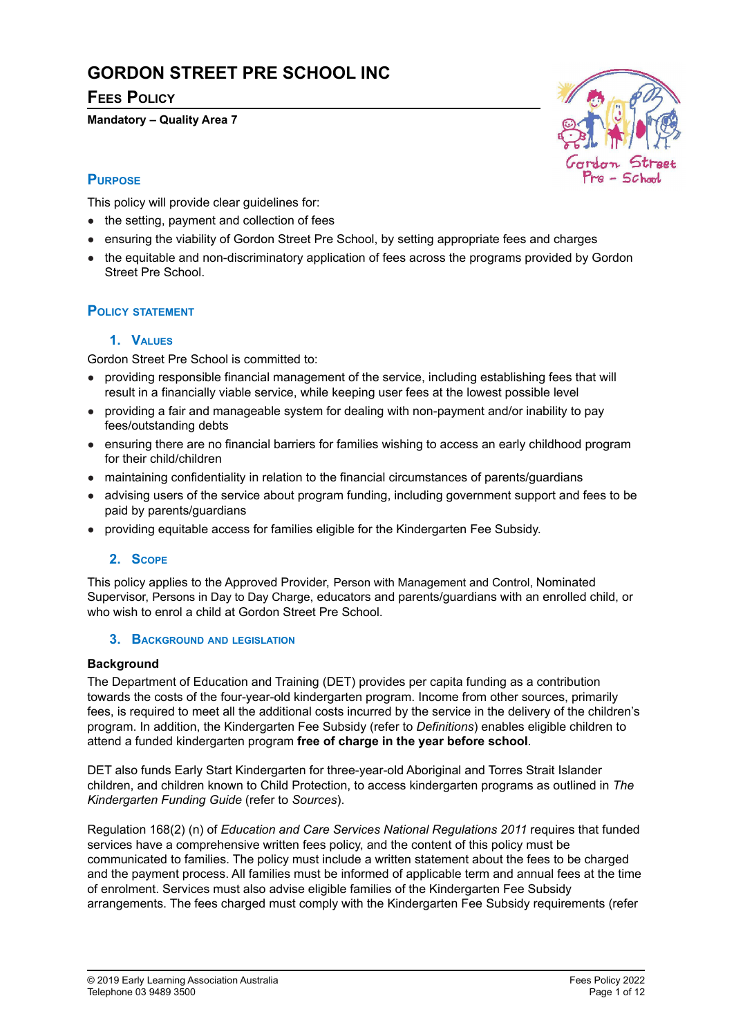# GORDON STREET PRE SCHOOL INC

## FEES POLICY

**Mandatory – Quality Area 7**

## PURPOSE

This policy will provide clear guidelines for:

- the setting, payment and collection of fees
- ensuring the viability of Gordon Street Pre School, by setting appropriate fees and charges
- the equitable and non-discriminatory application of fees across the programs provided by Gordon Street Pre School.

## POLICY STATEMENT

### 1. VALUES

Gordon Street Pre School is committed to:

- providing responsible financial management of the service, including establishing fees that will result in a financially viable service, while keeping user fees at the lowest possible level
- providing a fair and manageable system for dealing with non-payment and/or inability to pay fees/outstanding debts
- ensuring there are no financial barriers for families wishing to access an early childhood program for their child/children
- maintaining confidentiality in relation to the financial circumstances of parents/guardians
- advising users of the service about program funding, including government support and fees to be paid by parents/guardians
- providing equitable access for families eligible for the Kindergarten Fee Subsidy.

### 2. SCOPE

This policy applies to the Approved Provider, Person with Management and Control, Nominated Supervisor, Persons in Day to Day Charge, educators and parents/guardians with an enrolled child, or who wish to enrol a child at Gordon Street Pre School.

### 3. BACKGROUND AND LEGISLATION

**Background**

The Department of Education and Training (DET) provides per capita funding as a contribution towards the costs of the four-year-old kindergarten program. Income from other sources, primarily fees, is required to meet all the additional costs incurred by the service in the delivery of the children's program. In addition, the Kindergarten Fee Subsidy (refer to *Definitions*) enables eligible children to attend a funded kindergarten program **free of charge in the year before school**.

DET also funds Early Start Kindergarten for three-year-old Aboriginal and Torres Strait Islander children, and children known to Child Protection, to access kindergarten programs as outlined in *The Kindergarten Funding Guide* (refer to *Sources*).

Regulation 168(2) (n) of *Education and Care Services National Regulations 2011* requires that funded services have a comprehensive written fees policy, and the content of this policy must be communicated to families. The policy must include a written statement about the fees to be charged and the payment process. All families must be informed of applicable term and annual fees at the time of enrolment. Services must also advise eligible families of the Kindergarten Fee Subsidy arrangements. The fees charged must comply with the Kindergarten Fee Subsidy requirements (refer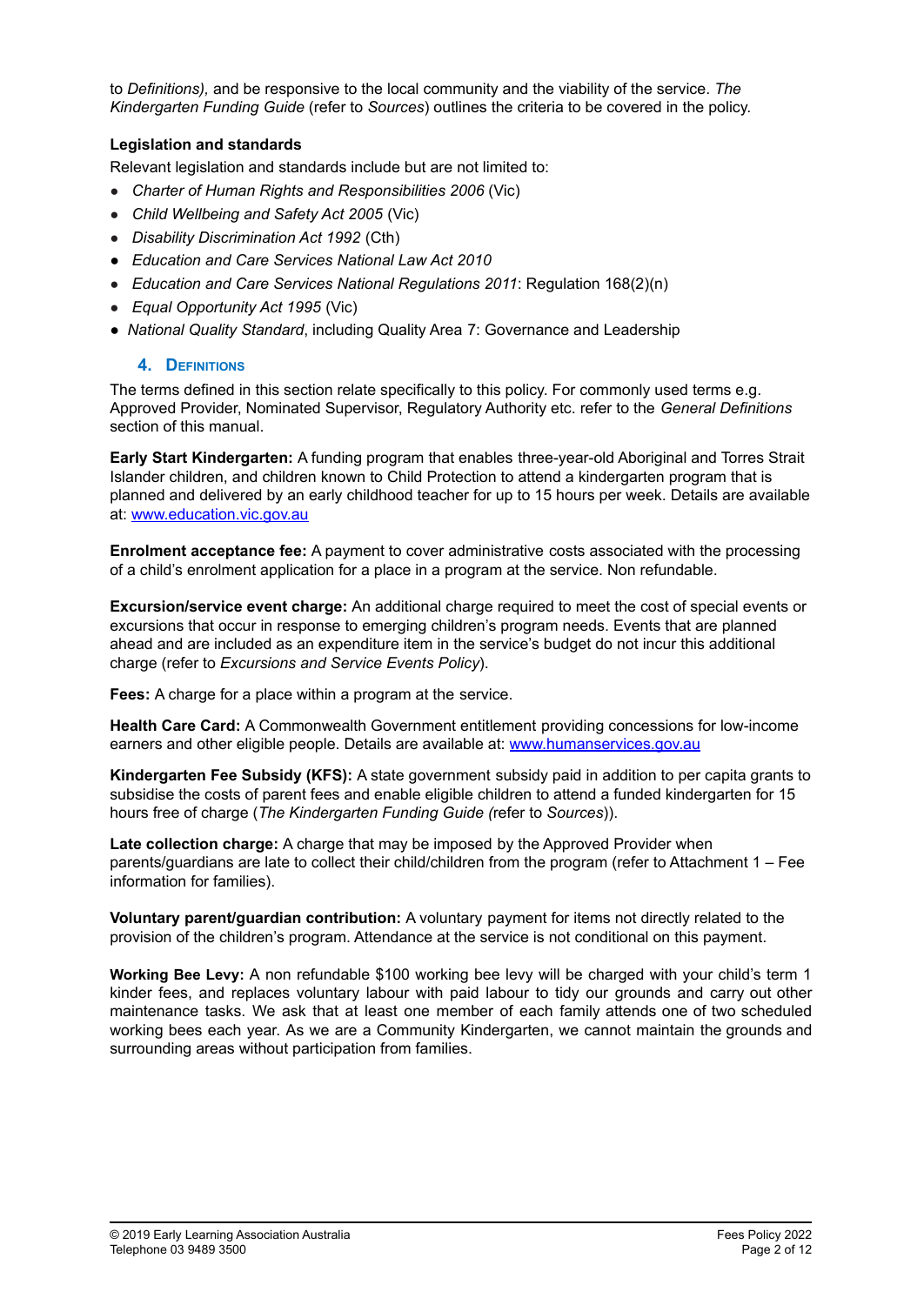to *Definitions),* and be responsive to the local community and the viability of the service. *The Kindergarten Funding Guide* (refer to *Sources*) outlines the criteria to be covered in the policy.

**Legislation and standards**

Relevant legislation and standards include but are not limited to:

- *Charter of Human Rights and Responsibilities 2006* (Vic)
- *Child Wellbeing and Safety Act 2005* (Vic)
- *Disability Discrimination Act 1992* (Cth)
- *Education and Care Services National Law Act 2010*
- *Education and Care Services National Regulations 2011*: Regulation 168(2)(n)
- *Equal Opportunity Act 1995* (Vic)
- *National Quality Standard*, including Quality Area 7: Governance and Leadership

## 4. Definitions

The terms defined in this section relate specifically to this policy. For commonly used terms e.g. Approved Provider, Nominated Supervisor, Regulatory Authority etc. refer to the *General Definitions* section of this manual.

**Early Start Kindergarten:** A funding program that enables three-year-old Aboriginal and Torres Strait Islander children, and children known to Child Protection to attend a kindergarten program that is planned and delivered by an early childhood teacher for up to 15 hours per week. Details are available at: [www.education.vic.gov.au](www.education.vic.gov.au)

**Enrolment acceptance fee:** A payment to cover administrative costs associated with the processing of a child's enrolment application for a place in a program at the service. Non refundable.

**Excursion/service event charge:** An additional charge required to meet the cost of special events or excursions that occur in response to emerging children's program needs. Events that are planned ahead and are included as an expenditure item in the service's budget do not incur this additional charge (refer to *Excursions and Service Events Policy*).

**Fees:** A charge for a place within a program at the service.

**Health Care Card:** A Commonwealth Government entitlement providing concessions for low-income earners and other eligible people. Details are available at: [www.humanservices.gov.au](www.humanservices.gov.au)

**Kindergarten Fee Subsidy (KFS):** A state government subsidy paid in addition to per capita grants to subsidise the costs of parent fees and enable eligible children to attend a funded kindergarten for 15 hours free of charge (*The Kindergarten Funding Guide (*refer to *Sources*)).

**Late collection charge:** A charge that may be imposed by the Approved Provider when parents/guardians are late to collect their child/children from the program (refer to Attachment 1 – Fee information for families).

**Voluntary parent/guardian contribution:** A voluntary payment for items not directly related to the provision of the children's program. Attendance at the service is not conditional on this payment.

**Working Bee Levy:** A non refundable $100 working bee levy will be charged with your child's term 1 kinder fees, and replaces voluntary labour with paid labour to tidy our grounds and carry out other maintenance tasks. We ask that at least one member of each family attends one of two scheduled working bees each year. As we are a Community Kindergarten, we cannot maintain the grounds and surrounding areas without participation from families.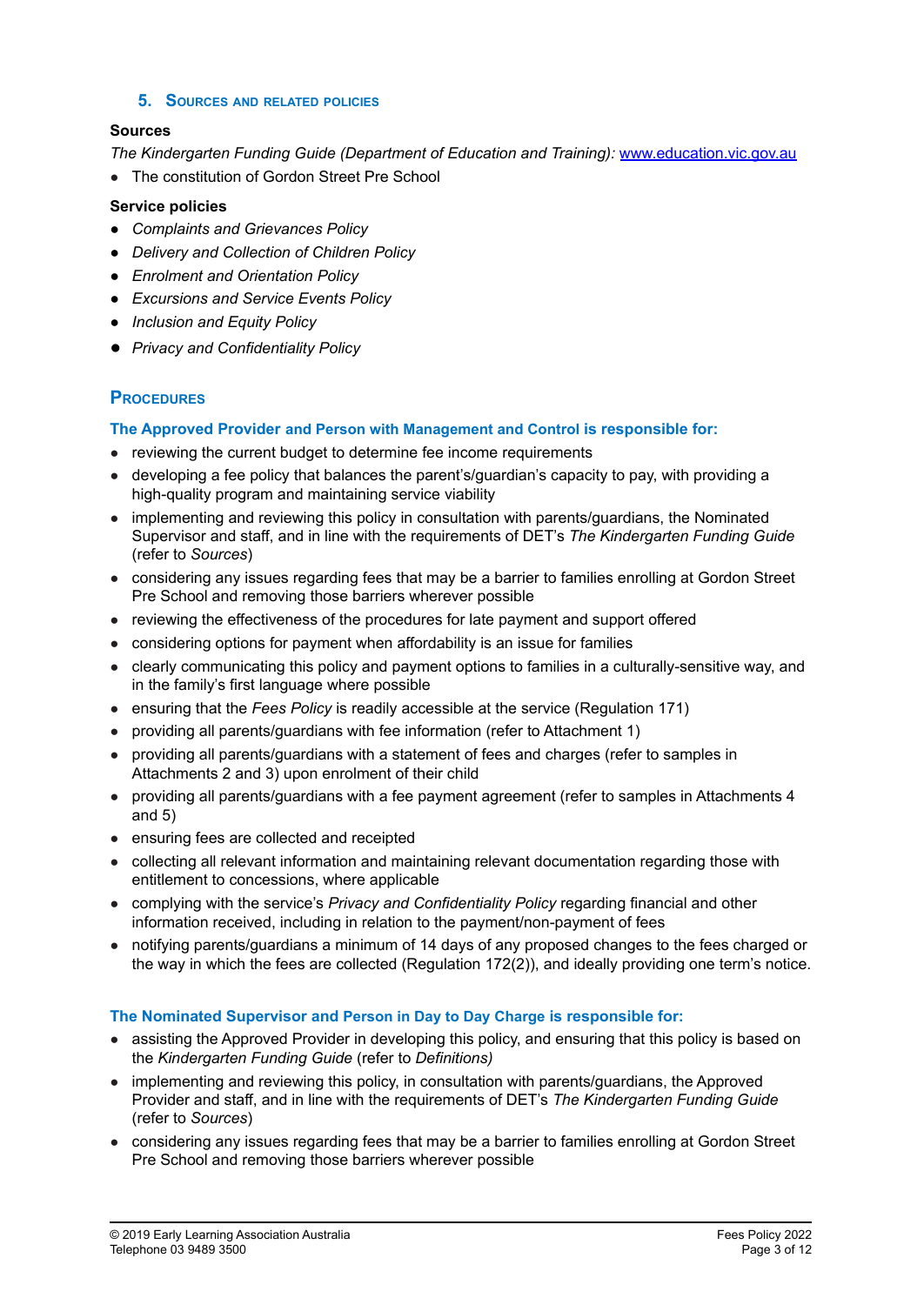## 5. Sources and related policies

**Sources**

*The Kindergarten Funding Guide (Department of Education and Training):* www.education.vic.gov.au

- The constitution of Gordon Street Pre School

**Service policies**

- *Complaints and Grievances Policy*
- *Delivery and Collection of Children Policy*
- *Enrolment and Orientation Policy*
- *Excursions and Service Events Policy*
- *Inclusion and Equity Policy*
- *Privacy and Confidentiality Policy*

## Procedures

### The Approved Provider and Person with Management and Control is responsible for:

- reviewing the current budget to determine fee income requirements
- developing a fee policy that balances the parent's/guardian's capacity to pay, with providing a high-quality program and maintaining service viability
- implementing and reviewing this policy in consultation with parents/guardians, the Nominated Supervisor and staff, and in line with the requirements of DET's *The Kindergarten Funding Guide* (refer to *Sources*)
- considering any issues regarding fees that may be a barrier to families enrolling at Gordon Street Pre School and removing those barriers wherever possible
- reviewing the effectiveness of the procedures for late payment and support offered
- considering options for payment when affordability is an issue for families
- clearly communicating this policy and payment options to families in a culturally-sensitive way, and in the family's first language where possible
- ensuring that the *Fees Policy* is readily accessible at the service (Regulation 171)
- providing all parents/guardians with fee information (refer to Attachment 1)
- providing all parents/guardians with a statement of fees and charges (refer to samples in Attachments 2 and 3) upon enrolment of their child
- providing all parents/guardians with a fee payment agreement (refer to samples in Attachments 4 and 5)
- ensuring fees are collected and receipted
- collecting all relevant information and maintaining relevant documentation regarding those with entitlement to concessions, where applicable
- complying with the service's *Privacy and Confidentiality Policy* regarding financial and other information received, including in relation to the payment/non-payment of fees
- notifying parents/guardians a minimum of 14 days of any proposed changes to the fees charged or the way in which the fees are collected (Regulation 172(2)), and ideally providing one term's notice.

### The Nominated Supervisor and Person in Day to Day Charge is responsible for:

- assisting the Approved Provider in developing this policy, and ensuring that this policy is based on the *Kindergarten Funding Guide* (refer to *Definitions)*
- implementing and reviewing this policy, in consultation with parents/guardians, the Approved Provider and staff, and in line with the requirements of DET's *The Kindergarten Funding Guide* (refer to *Sources*)
- considering any issues regarding fees that may be a barrier to families enrolling at Gordon Street Pre School and removing those barriers wherever possible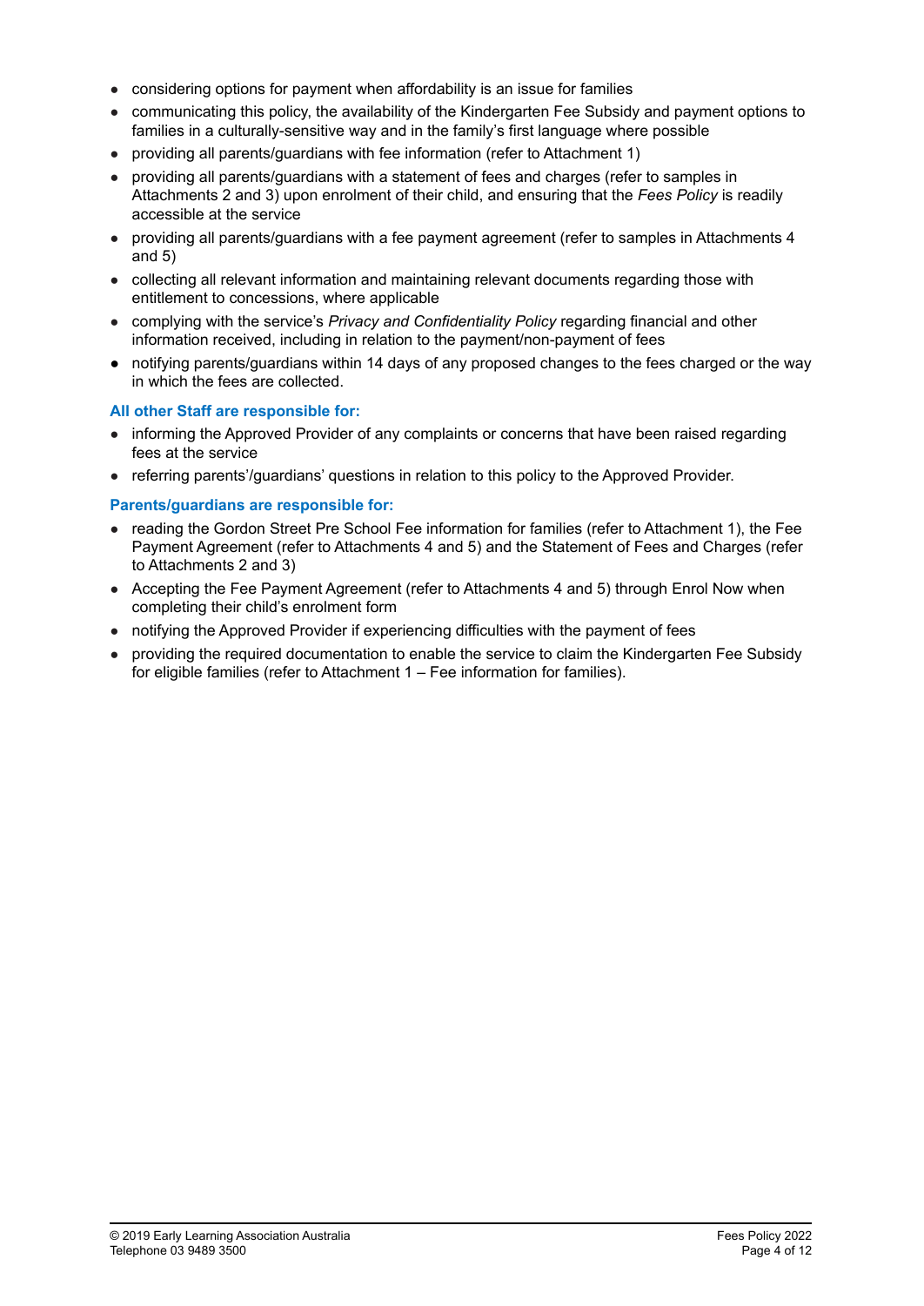- considering options for payment when affordability is an issue for families
- communicating this policy, the availability of the Kindergarten Fee Subsidy and payment options to families in a culturally-sensitive way and in the family's first language where possible
- providing all parents/guardians with fee information (refer to Attachment 1)
- providing all parents/guardians with a statement of fees and charges (refer to samples in Attachments 2 and 3) upon enrolment of their child, and ensuring that the *Fees Policy* is readily accessible at the service
- providing all parents/guardians with a fee payment agreement (refer to samples in Attachments 4 and 5)
- collecting all relevant information and maintaining relevant documents regarding those with entitlement to concessions, where applicable
- complying with the service's *Privacy and Confidentiality Policy* regarding financial and other information received, including in relation to the payment/non-payment of fees
- notifying parents/guardians within 14 days of any proposed changes to the fees charged or the way in which the fees are collected.

**All other Staff are responsible for:**

- informing the Approved Provider of any complaints or concerns that have been raised regarding fees at the service
- referring parents'/guardians' questions in relation to this policy to the Approved Provider.

**Parents/guardians are responsible for:**

- reading the Gordon Street Pre School Fee information for families (refer to Attachment 1), the Fee Payment Agreement (refer to Attachments 4 and 5) and the Statement of Fees and Charges (refer to Attachments 2 and 3)
- Accepting the Fee Payment Agreement (refer to Attachments 4 and 5) through Enrol Now when completing their child's enrolment form
- notifying the Approved Provider if experiencing difficulties with the payment of fees
- providing the required documentation to enable the service to claim the Kindergarten Fee Subsidy for eligible families (refer to Attachment 1 – Fee information for families).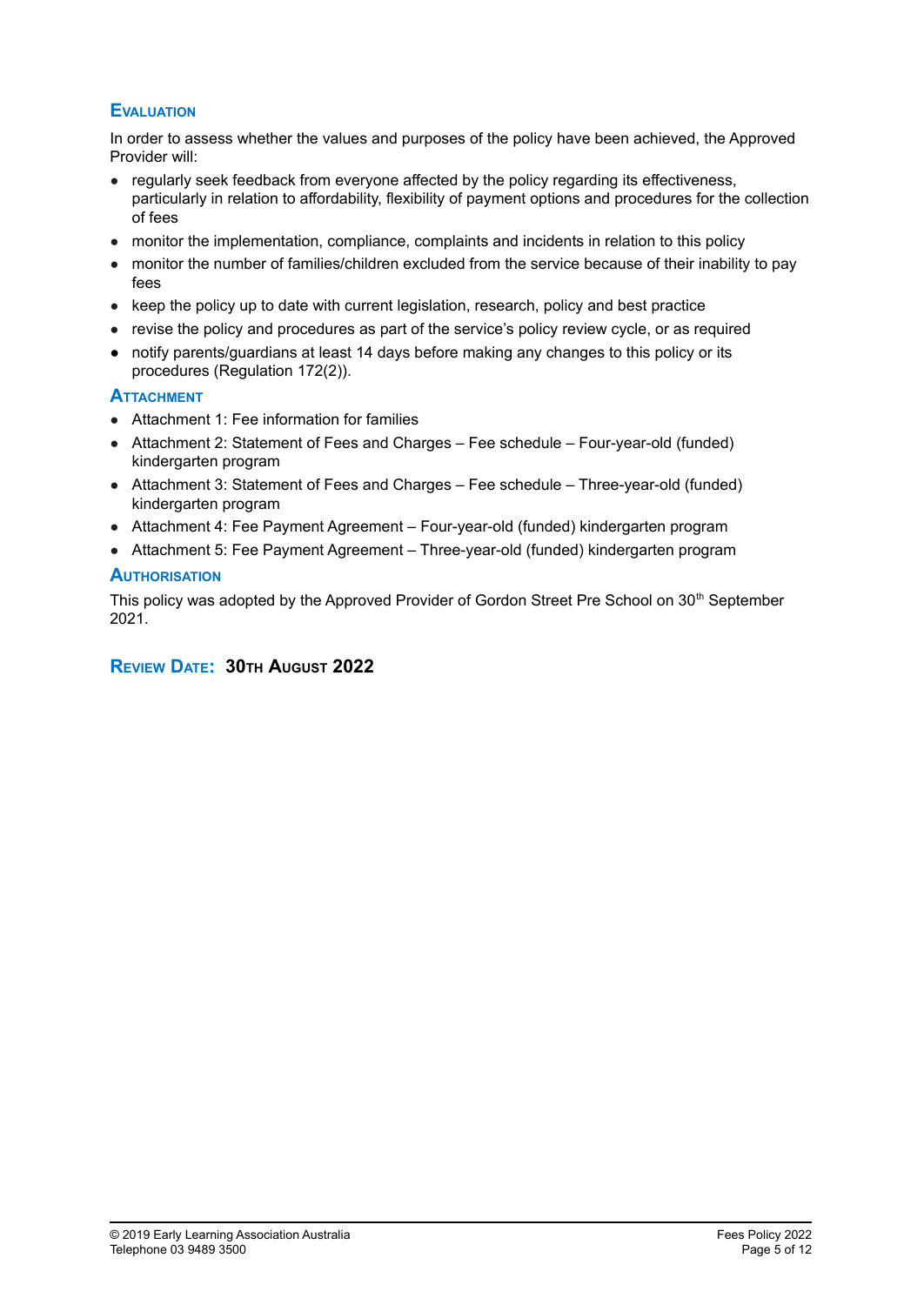## Evaluation

In order to assess whether the values and purposes of the policy have been achieved, the Approved Provider will:

- regularly seek feedback from everyone affected by the policy regarding its effectiveness, particularly in relation to affordability, flexibility of payment options and procedures for the collection of fees
- monitor the implementation, compliance, complaints and incidents in relation to this policy
- monitor the number of families/children excluded from the service because of their inability to pay fees
- keep the policy up to date with current legislation, research, policy and best practice
- revise the policy and procedures as part of the service's policy review cycle, or as required
- notify parents/guardians at least 14 days before making any changes to this policy or its procedures (Regulation 172(2)).

## Attachment

- Attachment 1: Fee information for families
- Attachment 2: Statement of Fees and Charges – Fee schedule – Four-year-old (funded) kindergarten program
- Attachment 3: Statement of Fees and Charges – Fee schedule – Three-year-old (funded) kindergarten program
- Attachment 4: Fee Payment Agreement – Four-year-old (funded) kindergarten program
- Attachment 5: Fee Payment Agreement – Three-year-old (funded) kindergarten program

## Authorisation

This policy was adopted by the Approved Provider of Gordon Street Pre School on 30th September 2021.

## Review Date: **30th August 2022**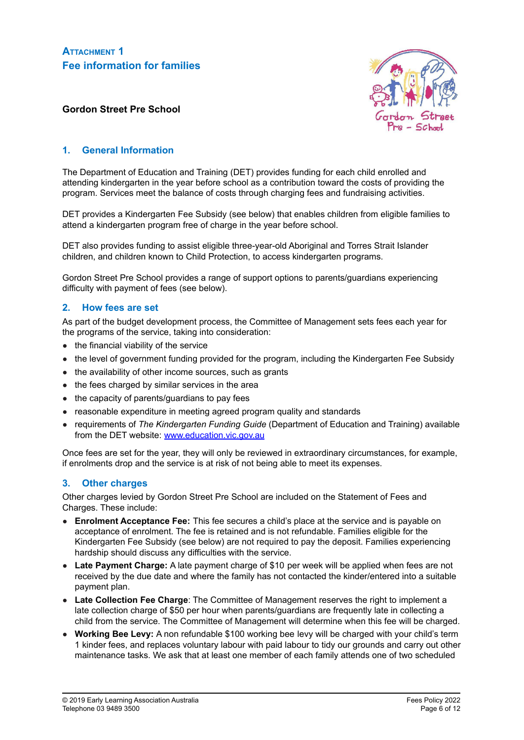## ATTACHMENT 1
## Fee information for families

**Gordon Street Pre School**

### 1. General Information

The Department of Education and Training (DET) provides funding for each child enrolled and attending kindergarten in the year before school as a contribution toward the costs of providing the program. Services meet the balance of costs through charging fees and fundraising activities.

DET provides a Kindergarten Fee Subsidy (see below) that enables children from eligible families to attend a kindergarten program free of charge in the year before school.

DET also provides funding to assist eligible three-year-old Aboriginal and Torres Strait Islander children, and children known to Child Protection, to access kindergarten programs.

Gordon Street Pre School provides a range of support options to parents/guardians experiencing difficulty with payment of fees (see below).

### 2. How fees are set

As part of the budget development process, the Committee of Management sets fees each year for the programs of the service, taking into consideration:

- the financial viability of the service
- the level of government funding provided for the program, including the Kindergarten Fee Subsidy
- the availability of other income sources, such as grants
- the fees charged by similar services in the area
- the capacity of parents/guardians to pay fees
- reasonable expenditure in meeting agreed program quality and standards
- requirements of *The Kindergarten Funding Guide* (Department of Education and Training) available from the DET website: www.education.vic.gov.au

Once fees are set for the year, they will only be reviewed in extraordinary circumstances, for example, if enrolments drop and the service is at risk of not being able to meet its expenses.

### 3. Other charges

Other charges levied by Gordon Street Pre School are included on the Statement of Fees and Charges. These include:

- **Enrolment Acceptance Fee:** This fee secures a child's place at the service and is payable on acceptance of enrolment. The fee is retained and is not refundable. Families eligible for the Kindergarten Fee Subsidy (see below) are not required to pay the deposit. Families experiencing hardship should discuss any difficulties with the service.
- **Late Payment Charge:** A late payment charge of $10 per week will be applied when fees are not received by the due date and where the family has not contacted the kinder/entered into a suitable payment plan.
- **Late Collection Fee Charge**: The Committee of Management reserves the right to implement a late collection charge of $50 per hour when parents/guardians are frequently late in collecting a child from the service. The Committee of Management will determine when this fee will be charged.
- **Working Bee Levy:** A non refundable $100 working bee levy will be charged with your child's term 1 kinder fees, and replaces voluntary labour with paid labour to tidy our grounds and carry out other maintenance tasks. We ask that at least one member of each family attends one of two scheduled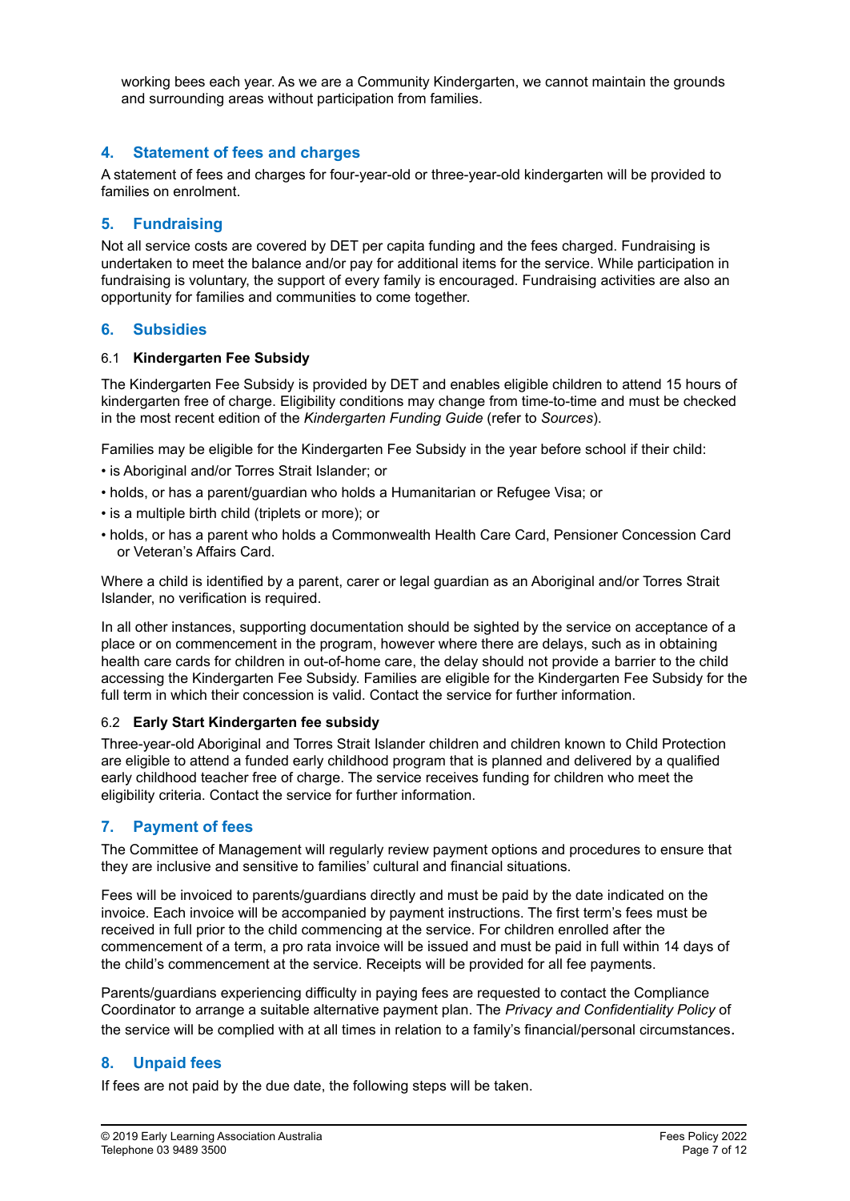working bees each year. As we are a Community Kindergarten, we cannot maintain the grounds and surrounding areas without participation from families.

## 4. Statement of fees and charges

A statement of fees and charges for four-year-old or three-year-old kindergarten will be provided to families on enrolment.

## 5. Fundraising

Not all service costs are covered by DET per capita funding and the fees charged. Fundraising is undertaken to meet the balance and/or pay for additional items for the service. While participation in fundraising is voluntary, the support of every family is encouraged. Fundraising activities are also an opportunity for families and communities to come together.

## 6. Subsidies

### 6.1 Kindergarten Fee Subsidy

The Kindergarten Fee Subsidy is provided by DET and enables eligible children to attend 15 hours of kindergarten free of charge. Eligibility conditions may change from time-to-time and must be checked in the most recent edition of the *Kindergarten Funding Guide* (refer to *Sources*).

Families may be eligible for the Kindergarten Fee Subsidy in the year before school if their child:

- is Aboriginal and/or Torres Strait Islander; or
- holds, or has a parent/guardian who holds a Humanitarian or Refugee Visa; or
- is a multiple birth child (triplets or more); or
- holds, or has a parent who holds a Commonwealth Health Care Card, Pensioner Concession Card or Veteran's Affairs Card.

Where a child is identified by a parent, carer or legal guardian as an Aboriginal and/or Torres Strait Islander, no verification is required.

In all other instances, supporting documentation should be sighted by the service on acceptance of a place or on commencement in the program, however where there are delays, such as in obtaining health care cards for children in out-of-home care, the delay should not provide a barrier to the child accessing the Kindergarten Fee Subsidy. Families are eligible for the Kindergarten Fee Subsidy for the full term in which their concession is valid. Contact the service for further information.

### 6.2 Early Start Kindergarten fee subsidy

Three-year-old Aboriginal and Torres Strait Islander children and children known to Child Protection are eligible to attend a funded early childhood program that is planned and delivered by a qualified early childhood teacher free of charge. The service receives funding for children who meet the eligibility criteria. Contact the service for further information.

## 7. Payment of fees

The Committee of Management will regularly review payment options and procedures to ensure that they are inclusive and sensitive to families' cultural and financial situations.

Fees will be invoiced to parents/guardians directly and must be paid by the date indicated on the invoice. Each invoice will be accompanied by payment instructions. The first term's fees must be received in full prior to the child commencing at the service. For children enrolled after the commencement of a term, a pro rata invoice will be issued and must be paid in full within 14 days of the child's commencement at the service. Receipts will be provided for all fee payments.

Parents/guardians experiencing difficulty in paying fees are requested to contact the Compliance Coordinator to arrange a suitable alternative payment plan. The *Privacy and Confidentiality Policy* of the service will be complied with at all times in relation to a family's financial/personal circumstances.

## 8. Unpaid fees

If fees are not paid by the due date, the following steps will be taken.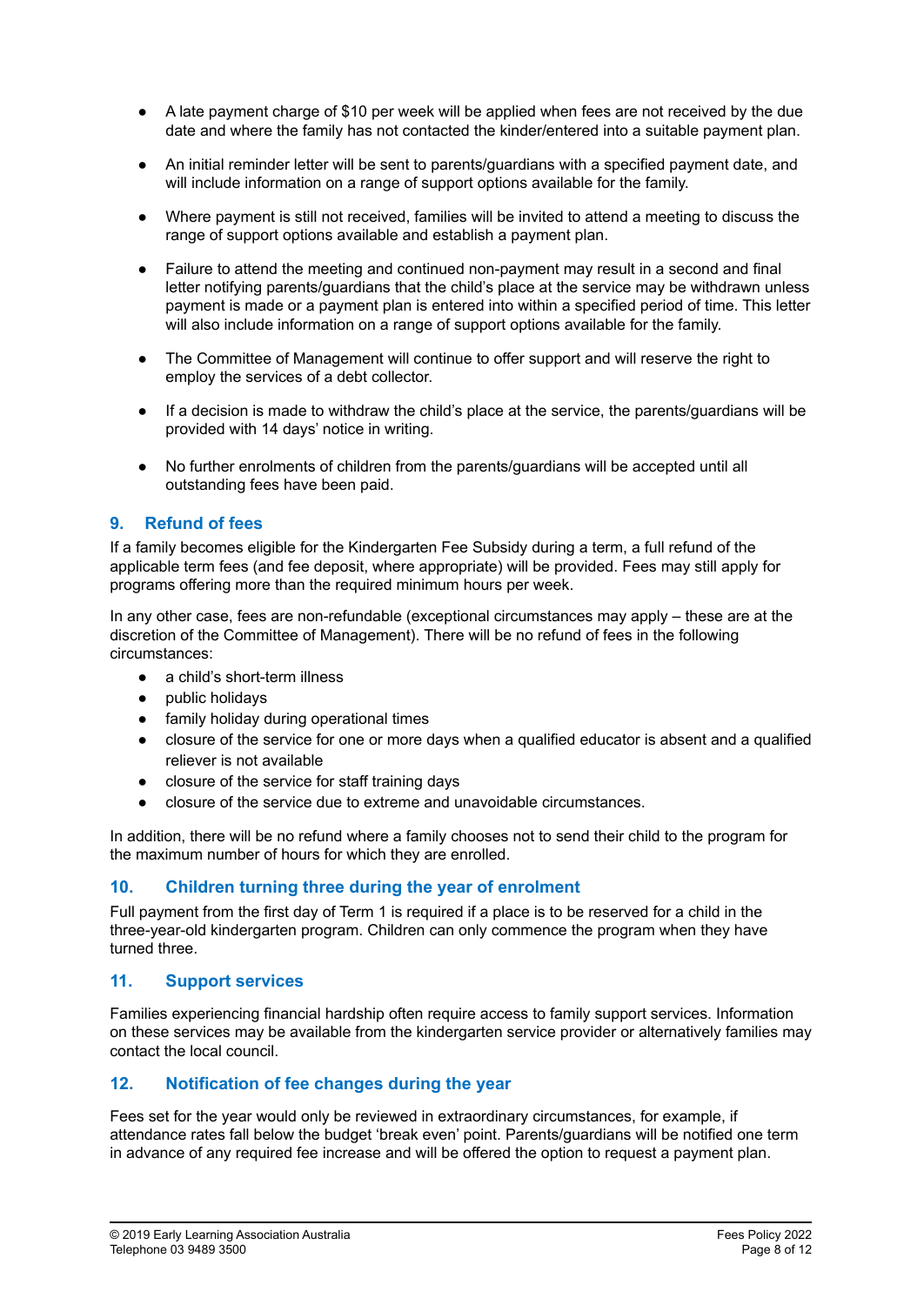- A late payment charge of $10 per week will be applied when fees are not received by the due date and where the family has not contacted the kinder/entered into a suitable payment plan.
- An initial reminder letter will be sent to parents/guardians with a specified payment date, and will include information on a range of support options available for the family.
- Where payment is still not received, families will be invited to attend a meeting to discuss the range of support options available and establish a payment plan.
- Failure to attend the meeting and continued non-payment may result in a second and final letter notifying parents/guardians that the child's place at the service may be withdrawn unless payment is made or a payment plan is entered into within a specified period of time. This letter will also include information on a range of support options available for the family.
- The Committee of Management will continue to offer support and will reserve the right to employ the services of a debt collector.
- If a decision is made to withdraw the child's place at the service, the parents/guardians will be provided with 14 days' notice in writing.
- No further enrolments of children from the parents/guardians will be accepted until all outstanding fees have been paid.

## 9. Refund of fees

If a family becomes eligible for the Kindergarten Fee Subsidy during a term, a full refund of the applicable term fees (and fee deposit, where appropriate) will be provided. Fees may still apply for programs offering more than the required minimum hours per week.

In any other case, fees are non-refundable (exceptional circumstances may apply – these are at the discretion of the Committee of Management). There will be no refund of fees in the following circumstances:

- a child's short-term illness
- public holidays
- family holiday during operational times
- closure of the service for one or more days when a qualified educator is absent and a qualified reliever is not available
- closure of the service for staff training days
- closure of the service due to extreme and unavoidable circumstances.

In addition, there will be no refund where a family chooses not to send their child to the program for the maximum number of hours for which they are enrolled.

## 10. Children turning three during the year of enrolment

Full payment from the first day of Term 1 is required if a place is to be reserved for a child in the three-year-old kindergarten program. Children can only commence the program when they have turned three.

## 11. Support services

Families experiencing financial hardship often require access to family support services. Information on these services may be available from the kindergarten service provider or alternatively families may contact the local council.

## 12. Notification of fee changes during the year

Fees set for the year would only be reviewed in extraordinary circumstances, for example, if attendance rates fall below the budget 'break even' point. Parents/guardians will be notified one term in advance of any required fee increase and will be offered the option to request a payment plan.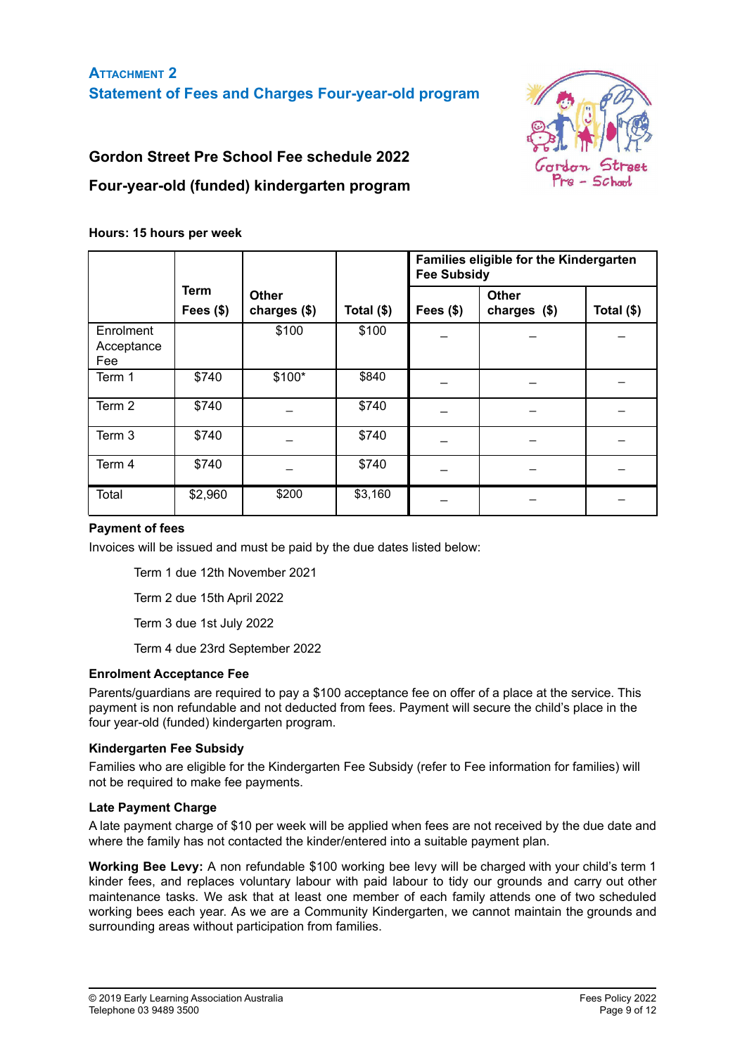## ATTACHMENT 2
## Statement of Fees and Charges Four-year-old program

### Gordon Street Pre School Fee schedule 2022

### Four-year-old (funded) kindergarten program

**Hours: 15 hours per week**

| | Term Fees ($) | Other charges ($) | Total ($) | Families eligible for the Kindergarten Fee Subsidy | | |
|---|---|---|---|---|---|---|
| | | | | Fees ($) | Other charges ($) | Total ($) |
| Enrolment Acceptance Fee | | $100 | $100 | – | – | – |
| Term 1 | $740 | $100* | $840 | – | – | – |
| Term 2 | $740 | – | $740 | – | – | – |
| Term 3 | $740 | – | $740 | – | – | – |
| Term 4 | $740 | – | $740 | – | – | – |
| Total | $2,960 | $200 | $3,160 | – | – | – |

**Payment of fees**

Invoices will be issued and must be paid by the due dates listed below:

Term 1 due 12th November 2021

Term 2 due 15th April 2022

Term 3 due 1st July 2022

Term 4 due 23rd September 2022

**Enrolment Acceptance Fee**

Parents/guardians are required to pay a $100 acceptance fee on offer of a place at the service. This payment is non refundable and not deducted from fees. Payment will secure the child's place in the four year-old (funded) kindergarten program.

**Kindergarten Fee Subsidy**

Families who are eligible for the Kindergarten Fee Subsidy (refer to Fee information for families) will not be required to make fee payments.

**Late Payment Charge**

A late payment charge of $10 per week will be applied when fees are not received by the due date and where the family has not contacted the kinder/entered into a suitable payment plan.

**Working Bee Levy:** A non refundable $100 working bee levy will be charged with your child's term 1 kinder fees, and replaces voluntary labour with paid labour to tidy our grounds and carry out other maintenance tasks. We ask that at least one member of each family attends one of two scheduled working bees each year. As we are a Community Kindergarten, we cannot maintain the grounds and surrounding areas without participation from families.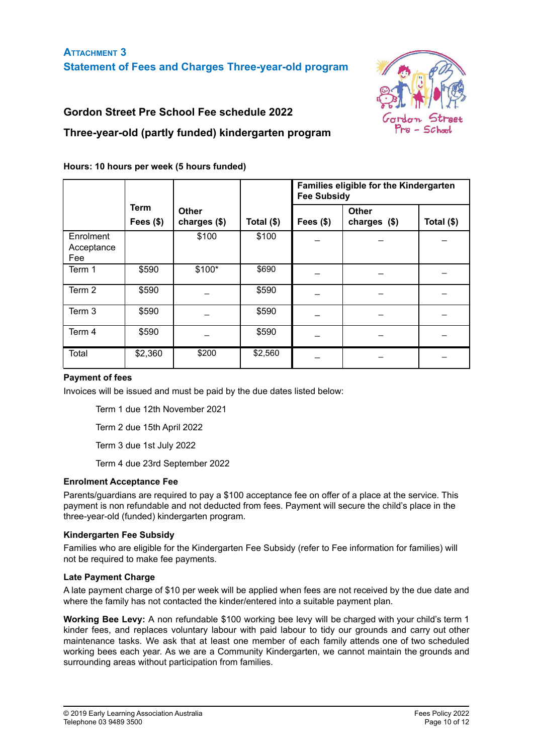## Attachment 3
## Statement of Fees and Charges Three-year-old program

### Gordon Street Pre School Fee schedule 2022

### Three-year-old (partly funded) kindergarten program

**Hours: 10 hours per week (5 hours funded)**

| | Term Fees ($) | Other charges ($) | Total ($) | Families eligible for the Kindergarten Fee Subsidy | | |
|---|---|---|---|---|---|---|
| | | | | Fees ($) | Other charges ($) | Total ($) |
| Enrolment Acceptance Fee | | $100 | $100 | – | – | – |
| Term 1 | $590 | $100* | $690 | – | – | – |
| Term 2 | $590 | – | $590 | – | – | – |
| Term 3 | $590 | – | $590 | – | – | – |
| Term 4 | $590 | – | $590 | – | – | – |
| Total | $2,360 | $200 | $2,560 | – | – | – |

**Payment of fees**

Invoices will be issued and must be paid by the due dates listed below:

- Term 1 due 12th November 2021
- Term 2 due 15th April 2022
- Term 3 due 1st July 2022
- Term 4 due 23rd September 2022

**Enrolment Acceptance Fee**

Parents/guardians are required to pay a $100 acceptance fee on offer of a place at the service. This payment is non refundable and not deducted from fees. Payment will secure the child's place in the three-year-old (funded) kindergarten program.

**Kindergarten Fee Subsidy**

Families who are eligible for the Kindergarten Fee Subsidy (refer to Fee information for families) will not be required to make fee payments.

**Late Payment Charge**

A late payment charge of $10 per week will be applied when fees are not received by the due date and where the family has not contacted the kinder/entered into a suitable payment plan.

**Working Bee Levy:** A non refundable $100 working bee levy will be charged with your child's term 1 kinder fees, and replaces voluntary labour with paid labour to tidy our grounds and carry out other maintenance tasks. We ask that at least one member of each family attends one of two scheduled working bees each year. As we are a Community Kindergarten, we cannot maintain the grounds and surrounding areas without participation from families.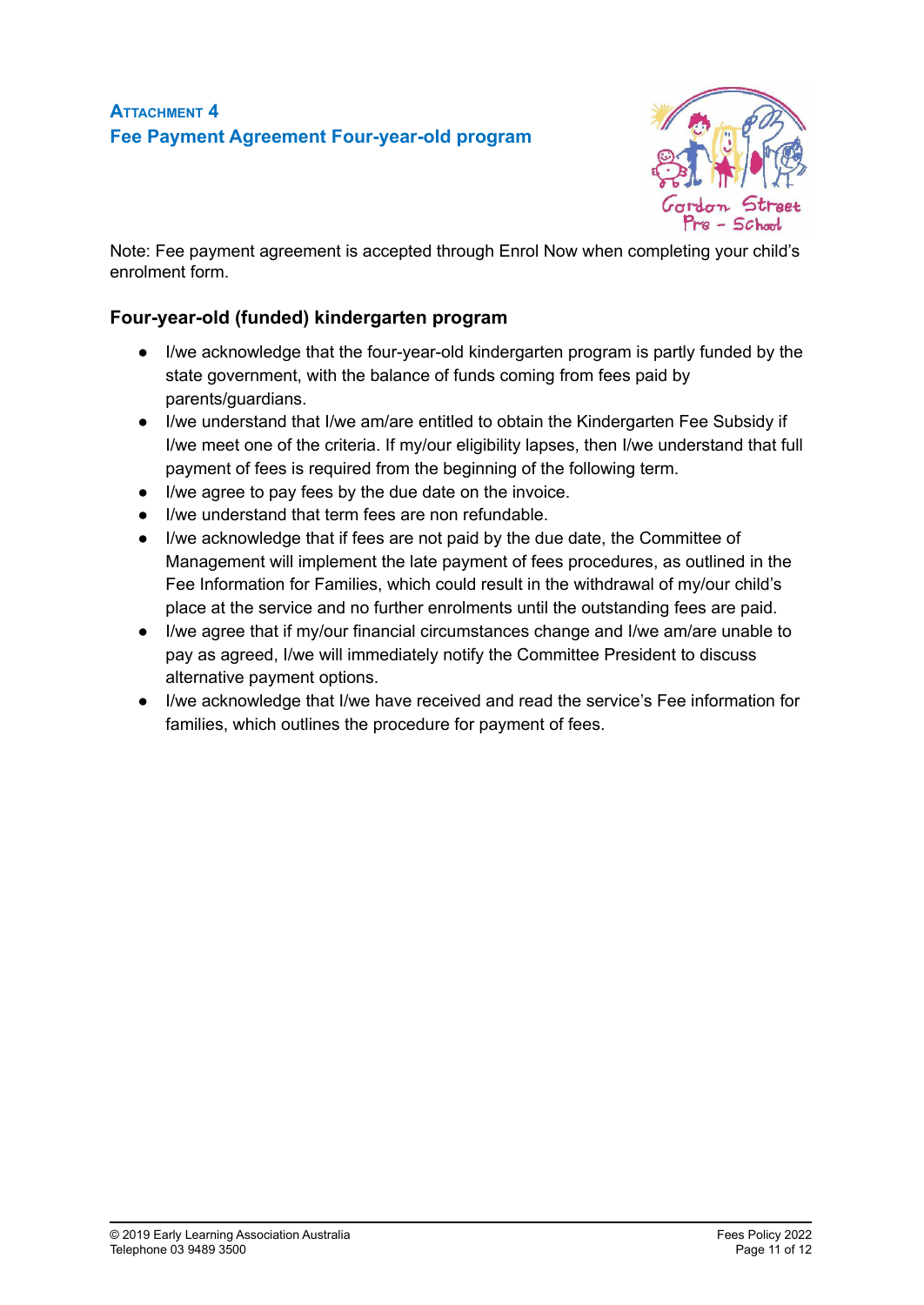**ATTACHMENT 4**
**Fee Payment Agreement Four-year-old program**

Note: Fee payment agreement is accepted through Enrol Now when completing your child's enrolment form.

### Four-year-old (funded) kindergarten program

- I/we acknowledge that the four-year-old kindergarten program is partly funded by the state government, with the balance of funds coming from fees paid by parents/guardians.
- I/we understand that I/we am/are entitled to obtain the Kindergarten Fee Subsidy if I/we meet one of the criteria. If my/our eligibility lapses, then I/we understand that full payment of fees is required from the beginning of the following term.
- I/we agree to pay fees by the due date on the invoice.
- I/we understand that term fees are non refundable.
- I/we acknowledge that if fees are not paid by the due date, the Committee of Management will implement the late payment of fees procedures, as outlined in the Fee Information for Families, which could result in the withdrawal of my/our child's place at the service and no further enrolments until the outstanding fees are paid.
- I/we agree that if my/our financial circumstances change and I/we am/are unable to pay as agreed, I/we will immediately notify the Committee President to discuss alternative payment options.
- I/we acknowledge that I/we have received and read the service's Fee information for families, which outlines the procedure for payment of fees.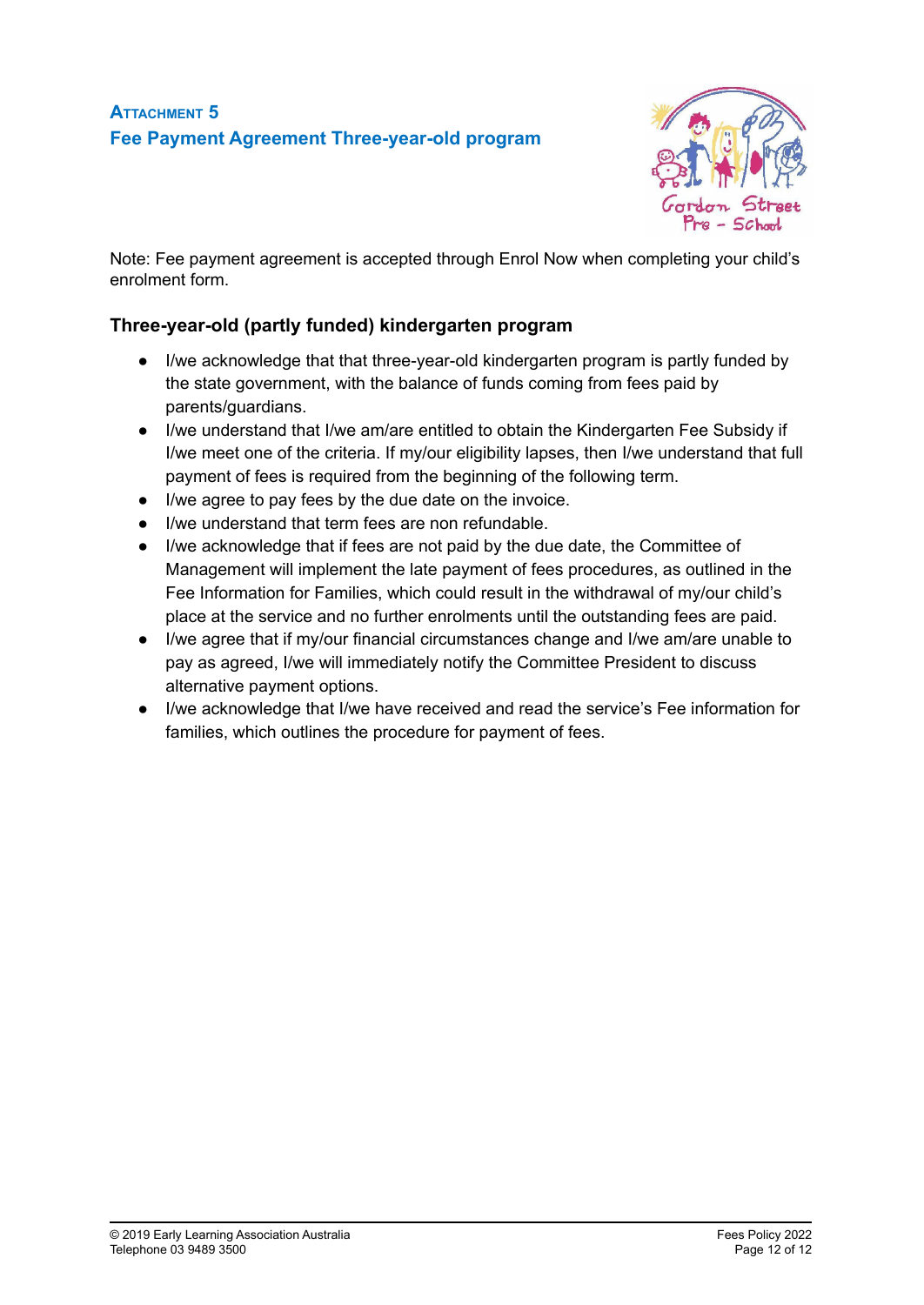## ATTACHMENT 5

## Fee Payment Agreement Three-year-old program

Note: Fee payment agreement is accepted through Enrol Now when completing your child's enrolment form.

### Three-year-old (partly funded) kindergarten program

- I/we acknowledge that that three-year-old kindergarten program is partly funded by the state government, with the balance of funds coming from fees paid by parents/guardians.
- I/we understand that I/we am/are entitled to obtain the Kindergarten Fee Subsidy if I/we meet one of the criteria. If my/our eligibility lapses, then I/we understand that full payment of fees is required from the beginning of the following term.
- I/we agree to pay fees by the due date on the invoice.
- I/we understand that term fees are non refundable.
- I/we acknowledge that if fees are not paid by the due date, the Committee of Management will implement the late payment of fees procedures, as outlined in the Fee Information for Families, which could result in the withdrawal of my/our child's place at the service and no further enrolments until the outstanding fees are paid.
- I/we agree that if my/our financial circumstances change and I/we am/are unable to pay as agreed, I/we will immediately notify the Committee President to discuss alternative payment options.
- I/we acknowledge that I/we have received and read the service's Fee information for families, which outlines the procedure for payment of fees.